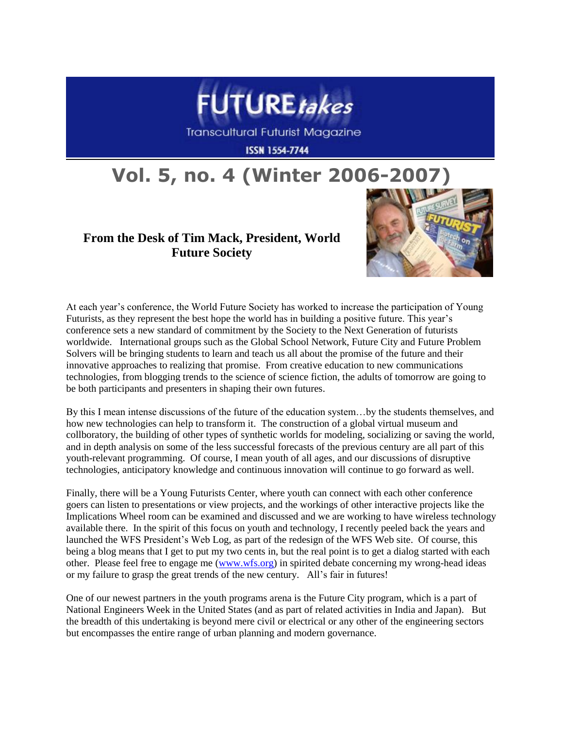# FUTURE*takes*

Transcultural Futurist Magazine

ISSN 1554-7744

# Vol. 5, no. 4 (Winter 2006-2007)

## From the Desk of Tim Mack, President, World Future Society

At each year's conference, the World Future Society has worked to increase the participation of Young Futurists, as they represent the best hope the world has in building a positive future. This year's conference sets a new standard of commitment by the Society to the Next Generation of futurists worldwide. International groups such as the Global School Network, Future City and Future Problem Solvers will be bringing students to learn and teach us all about the promise of the future and their innovative approaches to realizing that promise. From creative education to new communications technologies, from blogging trends to the science of science fiction, the adults of tomorrow are going to be both participants and presenters in shaping their own futures.

By this I mean intense discussions of the future of the education system…by the students themselves, and how new technologies can help to transform it. The construction of a global virtual museum and collboratory, the building of other types of synthetic worlds for modeling, socializing or saving the world, and in depth analysis on some of the less successful forecasts of the previous century are all part of this youth-relevant programming. Of course, I mean youth of all ages, and our discussions of disruptive technologies, anticipatory knowledge and continuous innovation will continue to go forward as well.

Finally, there will be a Young Futurists Center, where youth can connect with each other conference goers can listen to presentations or view projects, and the workings of other interactive projects like the Implications Wheel room can be examined and discussed and we are working to have wireless technology available there. In the spirit of this focus on youth and technology, I recently peeled back the years and launched the WFS President's Web Log, as part of the redesign of the WFS Web site. Of course, this being a blog means that I get to put my two cents in, but the real point is to get a dialog started with each other. Please feel free to engage me (www.wfs.org) in spirited debate concerning my wrong-head ideas or my failure to grasp the great trends of the new century. All's fair in futures!

One of our newest partners in the youth programs arena is the Future City program, which is a part of National Engineers Week in the United States (and as part of related activities in India and Japan). But the breadth of this undertaking is beyond mere civil or electrical or any other of the engineering sectors but encompasses the entire range of urban planning and modern governance.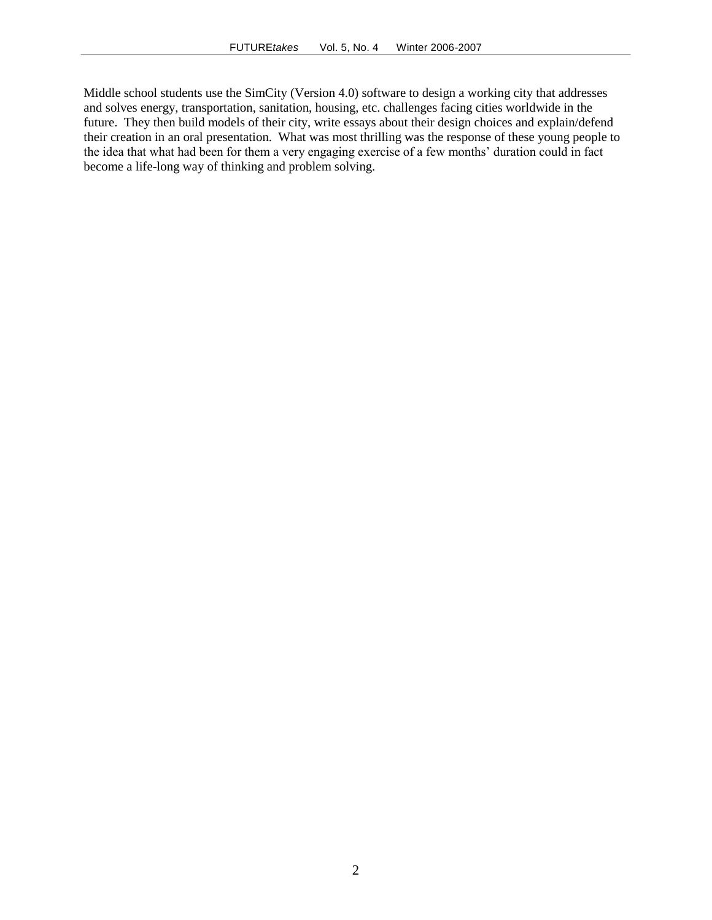Middle school students use the SimCity (Version 4.0) software to design a working city that addresses and solves energy, transportation, sanitation, housing, etc. challenges facing cities worldwide in the future. They then build models of their city, write essays about their design choices and explain/defend their creation in an oral presentation. What was most thrilling was the response of these young people to the idea that what had been for them a very engaging exercise of a few months' duration could in fact become a life-long way of thinking and problem solving.